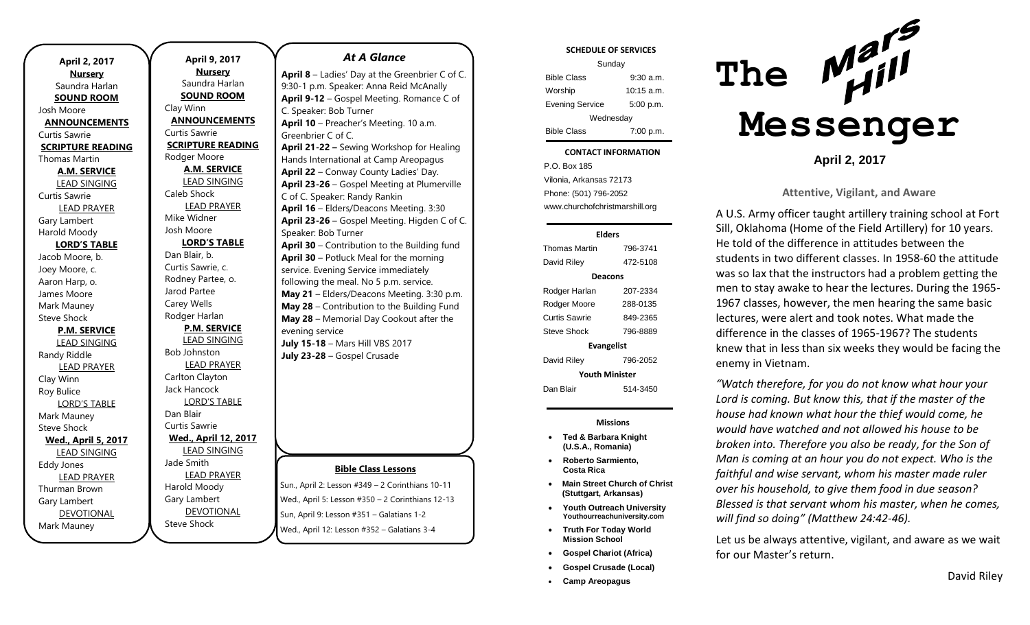**April 2, 2017**

**Nursery**
Saundra Harlan

**SOUND ROOM**
Josh Moore

**ANNOUNCEMENTS**
Curtis Sawrie

**SCRIPTURE READING**
Thomas Martin

**A.M. SERVICE**

LEAD SINGING
Curtis Sawrie

LEAD PRAYER
Gary Lambert
Harold Moody

**LORD'S TABLE**
Jacob Moore, b.
Joey Moore, c.
Aaron Harp, o.
James Moore
Mark Mauney
Steve Shock

**P.M. SERVICE**

LEAD SINGING
Randy Riddle

LEAD PRAYER
Clay Winn
Roy Bulice

LORD'S TABLE
Mark Mauney
Steve Shock

**Wed., April 5, 2017**

LEAD SINGING
Eddy Jones

LEAD PRAYER
Thurman Brown
Gary Lambert

DEVOTIONAL
Mark Mauney

**April 9, 2017**

**Nursery**
Saundra Harlan

**SOUND ROOM**
Clay Winn

**ANNOUNCEMENTS**
Curtis Sawrie

**SCRIPTURE READING**
Rodger Moore

**A.M. SERVICE**

LEAD SINGING
Caleb Shock

LEAD PRAYER
Mike Widner
Josh Moore

**LORD'S TABLE**
Dan Blair, b.
Curtis Sawrie, c.
Rodney Partee, o.
Jarod Partee
Carey Wells
Rodger Harlan

**P.M. SERVICE**

LEAD SINGING
Bob Johnston

LEAD PRAYER
Carlton Clayton
Jack Hancock

LORD'S TABLE
Dan Blair
Curtis Sawrie

**Wed., April 12, 2017**

LEAD SINGING
Jade Smith

LEAD PRAYER
Harold Moody
Gary Lambert

DEVOTIONAL
Steve Shock

## *At A Glance*

**April 8** – Ladies' Day at the Greenbrier C of C. 9:30-1 p.m. Speaker: Anna Reid McAnally
**April 9-12** – Gospel Meeting. Romance C of C. Speaker: Bob Turner
**April 10** – Preacher's Meeting. 10 a.m. Greenbrier C of C.
**April 21-22 –** Sewing Workshop for Healing Hands International at Camp Areopagus
**April 22** – Conway County Ladies' Day.
**April 23-26** – Gospel Meeting at Plumerville C of C. Speaker: Randy Rankin
**April 16** – Elders/Deacons Meeting. 3:30
**April 23-26** – Gospel Meeting. Higden C of C. Speaker: Bob Turner
**April 30** – Contribution to the Building fund
**April 30** – Potluck Meal for the morning service. Evening Service immediately following the meal. No 5 p.m. service.
**May 21** – Elders/Deacons Meeting. 3:30 p.m.
**May 28** – Contribution to the Building Fund
**May 28** – Memorial Day Cookout after the evening service
**July 15-18** – Mars Hill VBS 2017
**July 23-28** – Gospel Crusade

### Bible Class Lessons

Sun., April 2: Lesson #349 – 2 Corinthians 10-11
Wed., April 5: Lesson #350 – 2 Corinthians 12-13
Sun, April 9: Lesson #351 – Galatians 1-2
Wed., April 12: Lesson #352 – Galatians 3-4

**SCHEDULE OF SERVICES**

| Sunday | |
|---|---|
| Bible Class | 9:30 a.m. |
| Worship | 10:15 a.m. |
| Evening Service | 5:00 p.m. |
| Wednesday | |
| Bible Class | 7:00 p.m. |

**CONTACT INFORMATION**

P.O. Box 185
Vilonia, Arkansas 72173
Phone: (501) 796-2052
www.churchofchristmarshill.org

**Elders**

| | |
|---|---|
| Thomas Martin | 796-3741 |
| David Riley | 472-5108 |

**Deacons**

| | |
|---|---|
| Rodger Harlan | 207-2334 |
| Rodger Moore | 288-0135 |
| Curtis Sawrie | 849-2365 |
| Steve Shock | 796-8889 |

**Evangelist**

| | |
|---|---|
| David Riley | 796-2052 |

**Youth Minister**

| | |
|---|---|
| Dan Blair | 514-3450 |

**Missions**

- **Ted & Barbara Knight (U.S.A., Romania)**
- **Roberto Sarmiento, Costa Rica**
- **Main Street Church of Christ (Stuttgart, Arkansas)**
- **Youth Outreach University Youthourreachuniversity.com**
- **Truth For Today World Mission School**
- **Gospel Chariot (Africa)**
- **Gospel Crusade (Local)**
- **Camp Areopagus**

# The Mars Hill Messenger

**April 2, 2017**

## Attentive, Vigilant, and Aware

A U.S. Army officer taught artillery training school at Fort Sill, Oklahoma (Home of the Field Artillery) for 10 years. He told of the difference in attitudes between the students in two different classes. In 1958-60 the attitude was so lax that the instructors had a problem getting the men to stay awake to hear the lectures. During the 1965-1967 classes, however, the men hearing the same basic lectures, were alert and took notes. What made the difference in the classes of 1965-1967? The students knew that in less than six weeks they would be facing the enemy in Vietnam.

*"Watch therefore, for you do not know what hour your Lord is coming. But know this, that if the master of the house had known what hour the thief would come, he would have watched and not allowed his house to be broken into. Therefore you also be ready, for the Son of Man is coming at an hour you do not expect. Who is the faithful and wise servant, whom his master made ruler over his household, to give them food in due season? Blessed is that servant whom his master, when he comes, will find so doing" (Matthew 24:42-46).*

Let us be always attentive, vigilant, and aware as we wait for our Master's return.

David Riley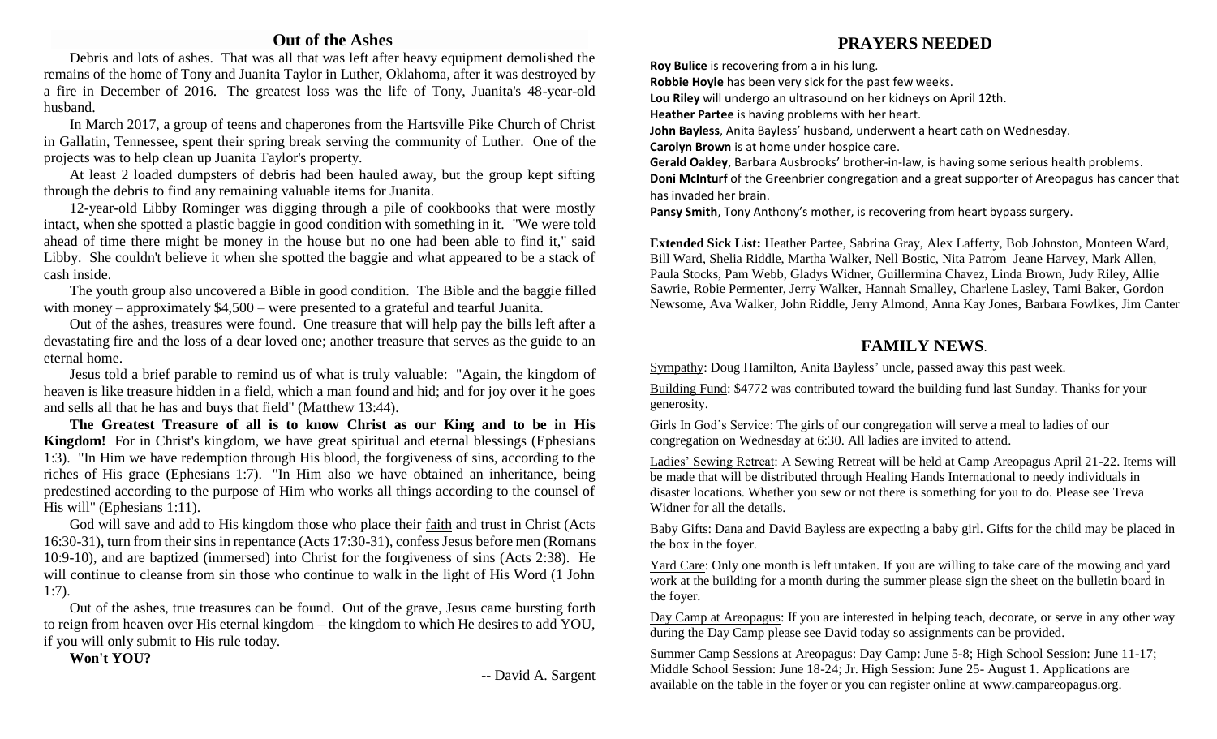## Out of the Ashes

Debris and lots of ashes. That was all that was left after heavy equipment demolished the remains of the home of Tony and Juanita Taylor in Luther, Oklahoma, after it was destroyed by a fire in December of 2016. The greatest loss was the life of Tony, Juanita's 48-year-old husband.

In March 2017, a group of teens and chaperones from the Hartsville Pike Church of Christ in Gallatin, Tennessee, spent their spring break serving the community of Luther. One of the projects was to help clean up Juanita Taylor's property.

At least 2 loaded dumpsters of debris had been hauled away, but the group kept sifting through the debris to find any remaining valuable items for Juanita.

12-year-old Libby Rominger was digging through a pile of cookbooks that were mostly intact, when she spotted a plastic baggie in good condition with something in it. "We were told ahead of time there might be money in the house but no one had been able to find it," said Libby. She couldn't believe it when she spotted the baggie and what appeared to be a stack of cash inside.

The youth group also uncovered a Bible in good condition. The Bible and the baggie filled with money – approximately $4,500 – were presented to a grateful and tearful Juanita.

Out of the ashes, treasures were found. One treasure that will help pay the bills left after a devastating fire and the loss of a dear loved one; another treasure that serves as the guide to an eternal home.

Jesus told a brief parable to remind us of what is truly valuable: "Again, the kingdom of heaven is like treasure hidden in a field, which a man found and hid; and for joy over it he goes and sells all that he has and buys that field" (Matthew 13:44).

**The Greatest Treasure of all is to know Christ as our King and to be in His Kingdom!** For in Christ's kingdom, we have great spiritual and eternal blessings (Ephesians 1:3). "In Him we have redemption through His blood, the forgiveness of sins, according to the riches of His grace (Ephesians 1:7). "In Him also we have obtained an inheritance, being predestined according to the purpose of Him who works all things according to the counsel of His will" (Ephesians 1:11).

God will save and add to His kingdom those who place their faith and trust in Christ (Acts 16:30-31), turn from their sins in repentance (Acts 17:30-31), confess Jesus before men (Romans 10:9-10), and are baptized (immersed) into Christ for the forgiveness of sins (Acts 2:38). He will continue to cleanse from sin those who continue to walk in the light of His Word (1 John 1:7).

Out of the ashes, true treasures can be found. Out of the grave, Jesus came bursting forth to reign from heaven over His eternal kingdom – the kingdom to which He desires to add YOU, if you will only submit to His rule today.

**Won't YOU?**

-- David A. Sargent

## PRAYERS NEEDED

**Roy Bulice** is recovering from a in his lung.
**Robbie Hoyle** has been very sick for the past few weeks.
**Lou Riley** will undergo an ultrasound on her kidneys on April 12th.
**Heather Partee** is having problems with her heart.
**John Bayless**, Anita Bayless' husband, underwent a heart cath on Wednesday.
**Carolyn Brown** is at home under hospice care.
**Gerald Oakley**, Barbara Ausbrooks' brother-in-law, is having some serious health problems.
**Doni McInturf** of the Greenbrier congregation and a great supporter of Areopagus has cancer that has invaded her brain.
**Pansy Smith**, Tony Anthony's mother, is recovering from heart bypass surgery.

**Extended Sick List:** Heather Partee, Sabrina Gray, Alex Lafferty, Bob Johnston, Monteen Ward, Bill Ward, Shelia Riddle, Martha Walker, Nell Bostic, Nita Patrom Jeane Harvey, Mark Allen, Paula Stocks, Pam Webb, Gladys Widner, Guillermina Chavez, Linda Brown, Judy Riley, Allie Sawrie, Robie Permenter, Jerry Walker, Hannah Smalley, Charlene Lasley, Tami Baker, Gordon Newsome, Ava Walker, John Riddle, Jerry Almond, Anna Kay Jones, Barbara Fowlkes, Jim Canter

## FAMILY NEWS.

Sympathy: Doug Hamilton, Anita Bayless' uncle, passed away this past week.

Building Fund: $4772 was contributed toward the building fund last Sunday. Thanks for your generosity.

Girls In God's Service: The girls of our congregation will serve a meal to ladies of our congregation on Wednesday at 6:30. All ladies are invited to attend.

Ladies' Sewing Retreat: A Sewing Retreat will be held at Camp Areopagus April 21-22. Items will be made that will be distributed through Healing Hands International to needy individuals in disaster locations. Whether you sew or not there is something for you to do. Please see Treva Widner for all the details.

Baby Gifts: Dana and David Bayless are expecting a baby girl. Gifts for the child may be placed in the box in the foyer.

Yard Care: Only one month is left untaken. If you are willing to take care of the mowing and yard work at the building for a month during the summer please sign the sheet on the bulletin board in the foyer.

Day Camp at Areopagus: If you are interested in helping teach, decorate, or serve in any other way during the Day Camp please see David today so assignments can be provided.

Summer Camp Sessions at Areopagus: Day Camp: June 5-8; High School Session: June 11-17; Middle School Session: June 18-24; Jr. High Session: June 25- August 1. Applications are available on the table in the foyer or you can register online at www.campareopagus.org.